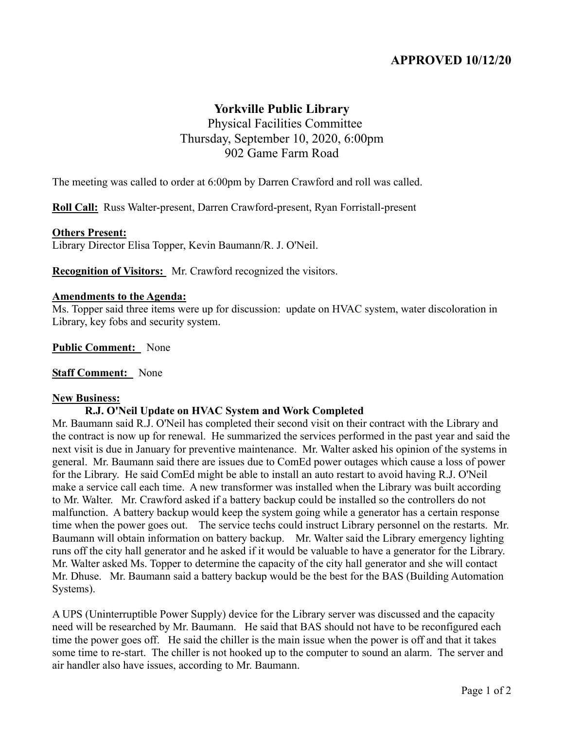**APPROVED 10/12/20**

# Yorkville Public Library

Physical Facilities Committee
Thursday, September 10, 2020, 6:00pm
902 Game Farm Road

The meeting was called to order at 6:00pm by Darren Crawford and roll was called.

**Roll Call:** Russ Walter-present, Darren Crawford-present, Ryan Forristall-present

**Others Present:**
Library Director Elisa Topper, Kevin Baumann/R. J. O'Neil.

**Recognition of Visitors:** Mr. Crawford recognized the visitors.

**Amendments to the Agenda:**
Ms. Topper said three items were up for discussion: update on HVAC system, water discoloration in Library, key fobs and security system.

**Public Comment:** None

**Staff Comment:** None

**New Business:**

**R.J. O'Neil Update on HVAC System and Work Completed**

Mr. Baumann said R.J. O'Neil has completed their second visit on their contract with the Library and the contract is now up for renewal. He summarized the services performed in the past year and said the next visit is due in January for preventive maintenance. Mr. Walter asked his opinion of the systems in general. Mr. Baumann said there are issues due to ComEd power outages which cause a loss of power for the Library. He said ComEd might be able to install an auto restart to avoid having R.J. O'Neil make a service call each time. A new transformer was installed when the Library was built according to Mr. Walter. Mr. Crawford asked if a battery backup could be installed so the controllers do not malfunction. A battery backup would keep the system going while a generator has a certain response time when the power goes out. The service techs could instruct Library personnel on the restarts. Mr. Baumann will obtain information on battery backup. Mr. Walter said the Library emergency lighting runs off the city hall generator and he asked if it would be valuable to have a generator for the Library. Mr. Walter asked Ms. Topper to determine the capacity of the city hall generator and she will contact Mr. Dhuse. Mr. Baumann said a battery backup would be the best for the BAS (Building Automation Systems).

A UPS (Uninterruptible Power Supply) device for the Library server was discussed and the capacity need will be researched by Mr. Baumann. He said that BAS should not have to be reconfigured each time the power goes off. He said the chiller is the main issue when the power is off and that it takes some time to re-start. The chiller is not hooked up to the computer to sound an alarm. The server and air handler also have issues, according to Mr. Baumann.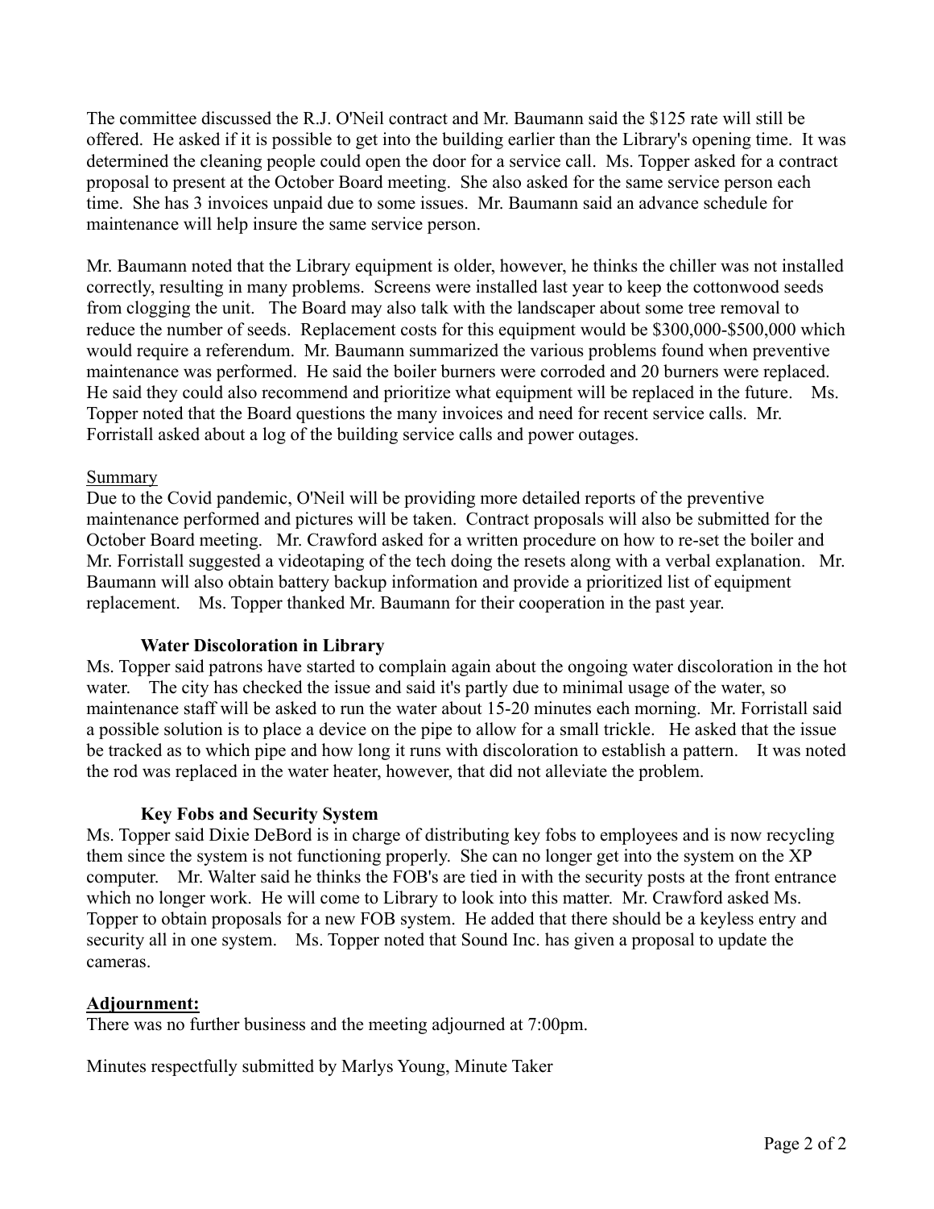The committee discussed the R.J. O'Neil contract and Mr. Baumann said the $125 rate will still be offered. He asked if it is possible to get into the building earlier than the Library's opening time. It was determined the cleaning people could open the door for a service call. Ms. Topper asked for a contract proposal to present at the October Board meeting. She also asked for the same service person each time. She has 3 invoices unpaid due to some issues. Mr. Baumann said an advance schedule for maintenance will help insure the same service person.

Mr. Baumann noted that the Library equipment is older, however, he thinks the chiller was not installed correctly, resulting in many problems. Screens were installed last year to keep the cottonwood seeds from clogging the unit. The Board may also talk with the landscaper about some tree removal to reduce the number of seeds. Replacement costs for this equipment would be $300,000-$500,000 which would require a referendum. Mr. Baumann summarized the various problems found when preventive maintenance was performed. He said the boiler burners were corroded and 20 burners were replaced. He said they could also recommend and prioritize what equipment will be replaced in the future. Ms. Topper noted that the Board questions the many invoices and need for recent service calls. Mr. Forristall asked about a log of the building service calls and power outages.

Summary

Due to the Covid pandemic, O'Neil will be providing more detailed reports of the preventive maintenance performed and pictures will be taken. Contract proposals will also be submitted for the October Board meeting. Mr. Crawford asked for a written procedure on how to re-set the boiler and Mr. Forristall suggested a videotaping of the tech doing the resets along with a verbal explanation. Mr. Baumann will also obtain battery backup information and provide a prioritized list of equipment replacement. Ms. Topper thanked Mr. Baumann for their cooperation in the past year.

**Water Discoloration in Library**

Ms. Topper said patrons have started to complain again about the ongoing water discoloration in the hot water. The city has checked the issue and said it's partly due to minimal usage of the water, so maintenance staff will be asked to run the water about 15-20 minutes each morning. Mr. Forristall said a possible solution is to place a device on the pipe to allow for a small trickle. He asked that the issue be tracked as to which pipe and how long it runs with discoloration to establish a pattern. It was noted the rod was replaced in the water heater, however, that did not alleviate the problem.

**Key Fobs and Security System**

Ms. Topper said Dixie DeBord is in charge of distributing key fobs to employees and is now recycling them since the system is not functioning properly. She can no longer get into the system on the XP computer. Mr. Walter said he thinks the FOB's are tied in with the security posts at the front entrance which no longer work. He will come to Library to look into this matter. Mr. Crawford asked Ms. Topper to obtain proposals for a new FOB system. He added that there should be a keyless entry and security all in one system. Ms. Topper noted that Sound Inc. has given a proposal to update the cameras.

**Adjournment:**

There was no further business and the meeting adjourned at 7:00pm.

Minutes respectfully submitted by Marlys Young, Minute Taker